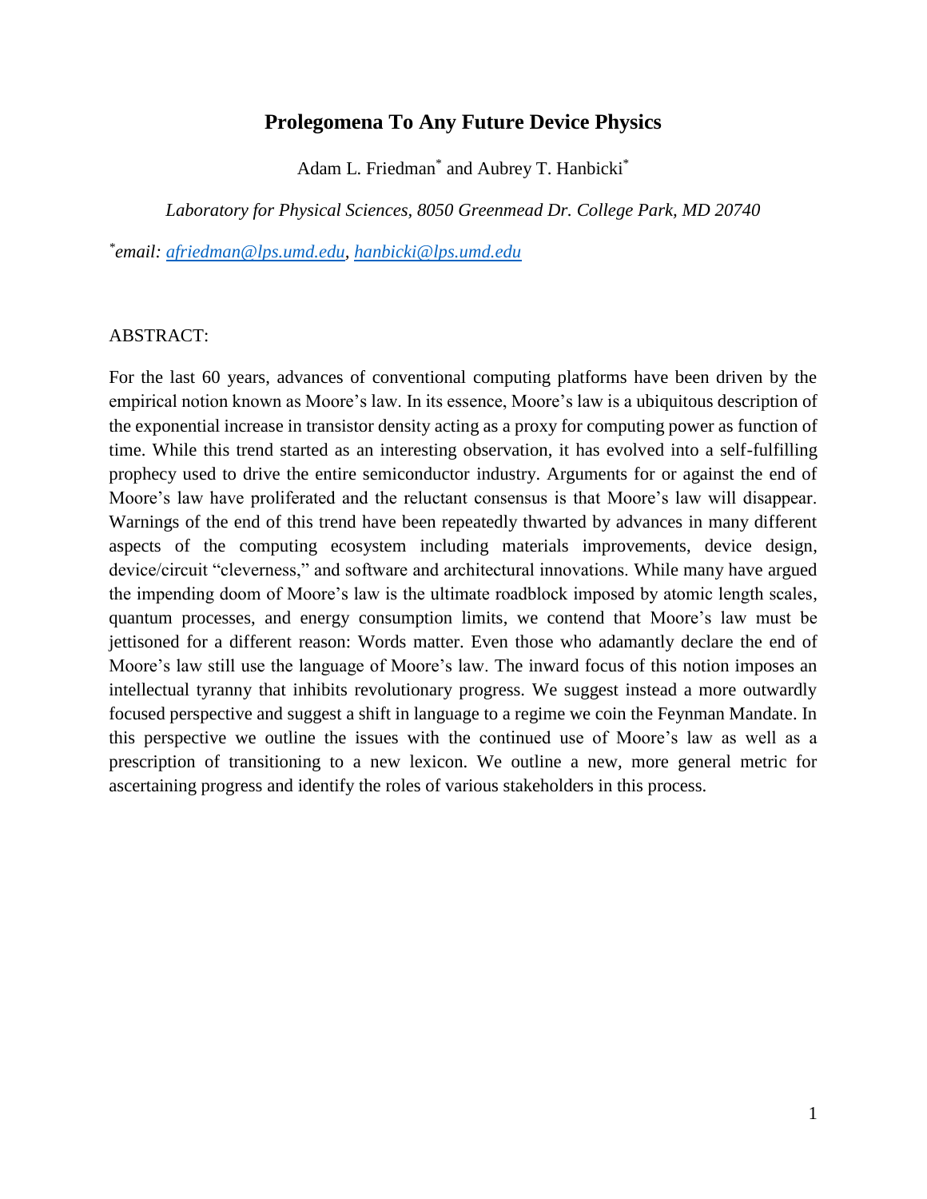# Prolegomena To Any Future Device Physics

Adam L. Friedman[*] and Aubrey T. Hanbicki[*]

*Laboratory for Physical Sciences, 8050 Greenmead Dr. College Park, MD 20740*

[*]*email: afriedman@lps.umd.edu, hanbicki@lps.umd.edu*

ABSTRACT:

For the last 60 years, advances of conventional computing platforms have been driven by the empirical notion known as Moore's law. In its essence, Moore's law is a ubiquitous description of the exponential increase in transistor density acting as a proxy for computing power as function of time. While this trend started as an interesting observation, it has evolved into a self-fulfilling prophecy used to drive the entire semiconductor industry. Arguments for or against the end of Moore's law have proliferated and the reluctant consensus is that Moore's law will disappear. Warnings of the end of this trend have been repeatedly thwarted by advances in many different aspects of the computing ecosystem including materials improvements, device design, device/circuit "cleverness," and software and architectural innovations. While many have argued the impending doom of Moore's law is the ultimate roadblock imposed by atomic length scales, quantum processes, and energy consumption limits, we contend that Moore's law must be jettisoned for a different reason: Words matter. Even those who adamantly declare the end of Moore's law still use the language of Moore's law. The inward focus of this notion imposes an intellectual tyranny that inhibits revolutionary progress. We suggest instead a more outwardly focused perspective and suggest a shift in language to a regime we coin the Feynman Mandate. In this perspective we outline the issues with the continued use of Moore's law as well as a prescription of transitioning to a new lexicon. We outline a new, more general metric for ascertaining progress and identify the roles of various stakeholders in this process.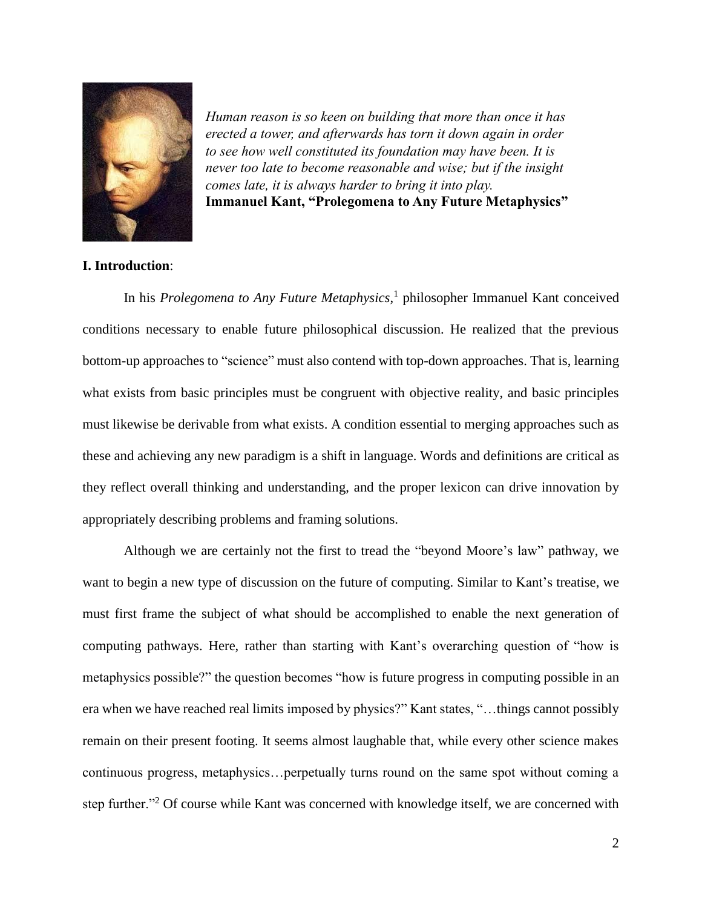*Human reason is so keen on building that more than once it has erected a tower, and afterwards has torn it down again in order to see how well constituted its foundation may have been. It is never too late to become reasonable and wise; but if the insight comes late, it is always harder to bring it into play.*
**Immanuel Kant, "Prolegomena to Any Future Metaphysics"**

**I. Introduction**:

In his *Prolegomena to Any Future Metaphysics*,[1] philosopher Immanuel Kant conceived conditions necessary to enable future philosophical discussion. He realized that the previous bottom-up approaches to "science" must also contend with top-down approaches. That is, learning what exists from basic principles must be congruent with objective reality, and basic principles must likewise be derivable from what exists. A condition essential to merging approaches such as these and achieving any new paradigm is a shift in language. Words and definitions are critical as they reflect overall thinking and understanding, and the proper lexicon can drive innovation by appropriately describing problems and framing solutions.

Although we are certainly not the first to tread the "beyond Moore's law" pathway, we want to begin a new type of discussion on the future of computing. Similar to Kant's treatise, we must first frame the subject of what should be accomplished to enable the next generation of computing pathways. Here, rather than starting with Kant's overarching question of "how is metaphysics possible?" the question becomes "how is future progress in computing possible in an era when we have reached real limits imposed by physics?" Kant states, "…things cannot possibly remain on their present footing. It seems almost laughable that, while every other science makes continuous progress, metaphysics…perpetually turns round on the same spot without coming a step further."[2] Of course while Kant was concerned with knowledge itself, we are concerned with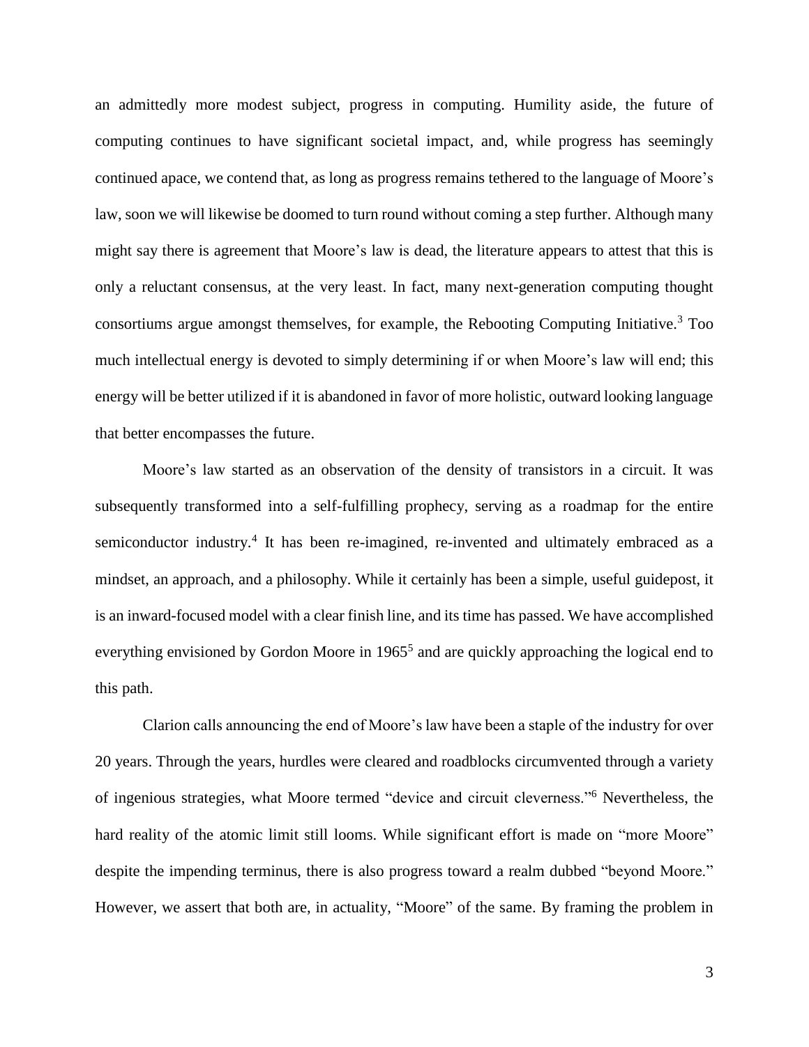an admittedly more modest subject, progress in computing. Humility aside, the future of computing continues to have significant societal impact, and, while progress has seemingly continued apace, we contend that, as long as progress remains tethered to the language of Moore's law, soon we will likewise be doomed to turn round without coming a step further. Although many might say there is agreement that Moore's law is dead, the literature appears to attest that this is only a reluctant consensus, at the very least. In fact, many next-generation computing thought consortiums argue amongst themselves, for example, the Rebooting Computing Initiative.[3] Too much intellectual energy is devoted to simply determining if or when Moore's law will end; this energy will be better utilized if it is abandoned in favor of more holistic, outward looking language that better encompasses the future.

Moore's law started as an observation of the density of transistors in a circuit. It was subsequently transformed into a self-fulfilling prophecy, serving as a roadmap for the entire semiconductor industry.[4] It has been re-imagined, re-invented and ultimately embraced as a mindset, an approach, and a philosophy. While it certainly has been a simple, useful guidepost, it is an inward-focused model with a clear finish line, and its time has passed. We have accomplished everything envisioned by Gordon Moore in 1965[5] and are quickly approaching the logical end to this path.

Clarion calls announcing the end of Moore's law have been a staple of the industry for over 20 years. Through the years, hurdles were cleared and roadblocks circumvented through a variety of ingenious strategies, what Moore termed "device and circuit cleverness."[6] Nevertheless, the hard reality of the atomic limit still looms. While significant effort is made on "more Moore" despite the impending terminus, there is also progress toward a realm dubbed "beyond Moore." However, we assert that both are, in actuality, "Moore" of the same. By framing the problem in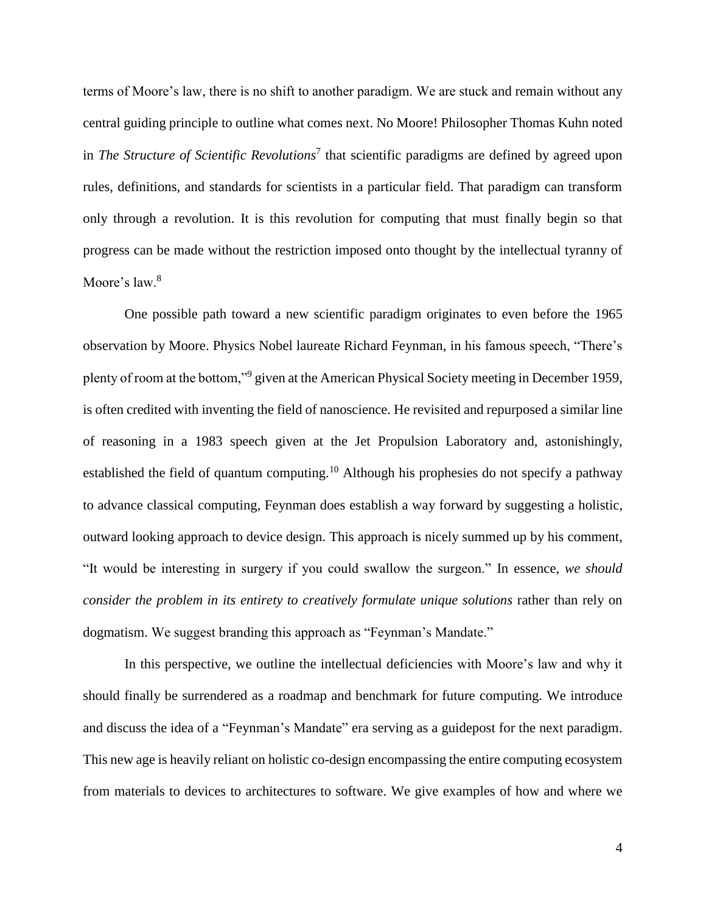terms of Moore's law, there is no shift to another paradigm. We are stuck and remain without any central guiding principle to outline what comes next. No Moore! Philosopher Thomas Kuhn noted in *The Structure of Scientific Revolutions*[7] that scientific paradigms are defined by agreed upon rules, definitions, and standards for scientists in a particular field. That paradigm can transform only through a revolution. It is this revolution for computing that must finally begin so that progress can be made without the restriction imposed onto thought by the intellectual tyranny of Moore's law.[8]

One possible path toward a new scientific paradigm originates to even before the 1965 observation by Moore. Physics Nobel laureate Richard Feynman, in his famous speech, "There's plenty of room at the bottom,"[9] given at the American Physical Society meeting in December 1959, is often credited with inventing the field of nanoscience. He revisited and repurposed a similar line of reasoning in a 1983 speech given at the Jet Propulsion Laboratory and, astonishingly, established the field of quantum computing.[10] Although his prophesies do not specify a pathway to advance classical computing, Feynman does establish a way forward by suggesting a holistic, outward looking approach to device design. This approach is nicely summed up by his comment, "It would be interesting in surgery if you could swallow the surgeon." In essence, *we should consider the problem in its entirety to creatively formulate unique solutions* rather than rely on dogmatism. We suggest branding this approach as "Feynman's Mandate."

In this perspective, we outline the intellectual deficiencies with Moore's law and why it should finally be surrendered as a roadmap and benchmark for future computing. We introduce and discuss the idea of a "Feynman's Mandate" era serving as a guidepost for the next paradigm. This new age is heavily reliant on holistic co-design encompassing the entire computing ecosystem from materials to devices to architectures to software. We give examples of how and where we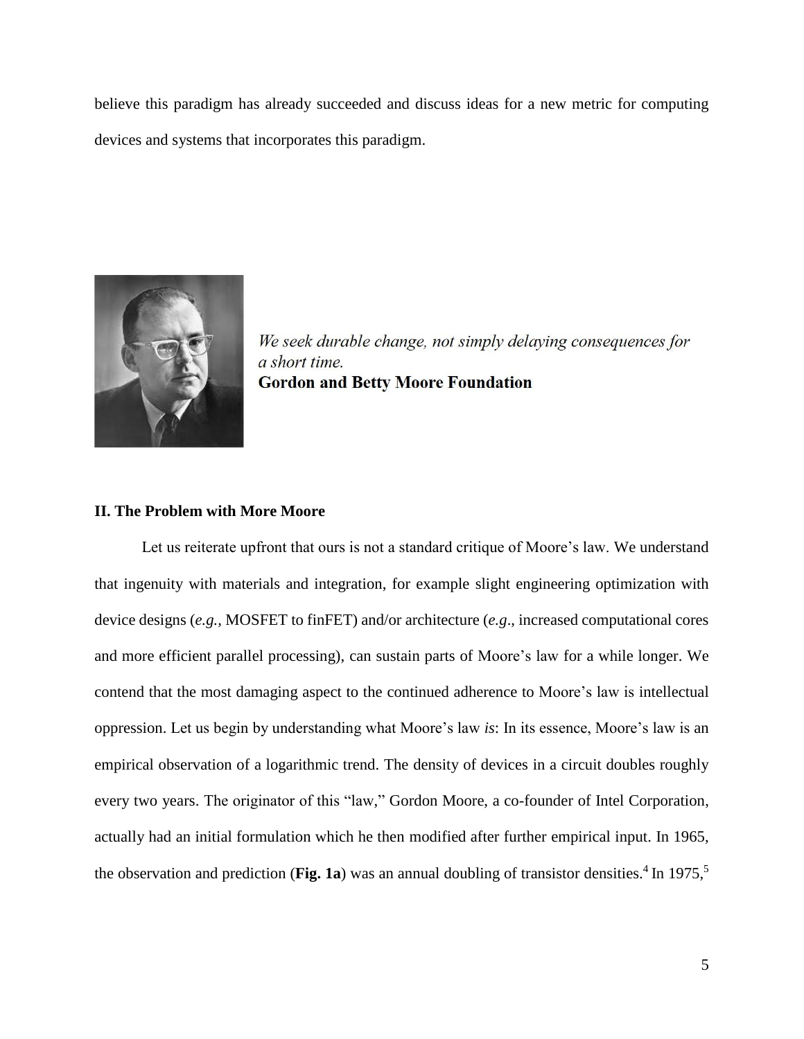believe this paradigm has already succeeded and discuss ideas for a new metric for computing devices and systems that incorporates this paradigm.

*We seek durable change, not simply delaying consequences for a short time.*
**Gordon and Betty Moore Foundation**

**II. The Problem with More Moore**

Let us reiterate upfront that ours is not a standard critique of Moore's law. We understand that ingenuity with materials and integration, for example slight engineering optimization with device designs (*e.g.*, MOSFET to finFET) and/or architecture (*e.g*., increased computational cores and more efficient parallel processing), can sustain parts of Moore's law for a while longer. We contend that the most damaging aspect to the continued adherence to Moore's law is intellectual oppression. Let us begin by understanding what Moore's law *is*: In its essence, Moore's law is an empirical observation of a logarithmic trend. The density of devices in a circuit doubles roughly every two years. The originator of this "law," Gordon Moore, a co-founder of Intel Corporation, actually had an initial formulation which he then modified after further empirical input. In 1965, the observation and prediction (**Fig. 1a**) was an annual doubling of transistor densities.[4] In 1975,[5]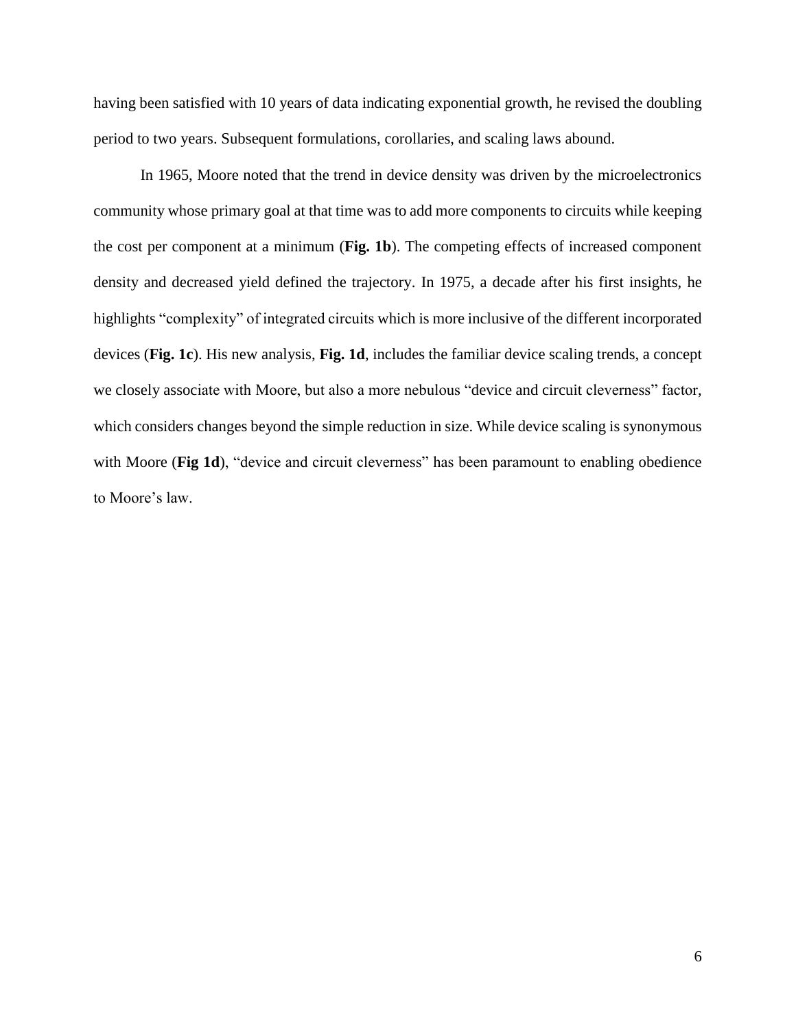having been satisfied with 10 years of data indicating exponential growth, he revised the doubling period to two years. Subsequent formulations, corollaries, and scaling laws abound.

In 1965, Moore noted that the trend in device density was driven by the microelectronics community whose primary goal at that time was to add more components to circuits while keeping the cost per component at a minimum (**Fig. 1b**). The competing effects of increased component density and decreased yield defined the trajectory. In 1975, a decade after his first insights, he highlights "complexity" of integrated circuits which is more inclusive of the different incorporated devices (**Fig. 1c**). His new analysis, **Fig. 1d**, includes the familiar device scaling trends, a concept we closely associate with Moore, but also a more nebulous "device and circuit cleverness" factor, which considers changes beyond the simple reduction in size. While device scaling is synonymous with Moore (**Fig 1d**), "device and circuit cleverness" has been paramount to enabling obedience to Moore's law.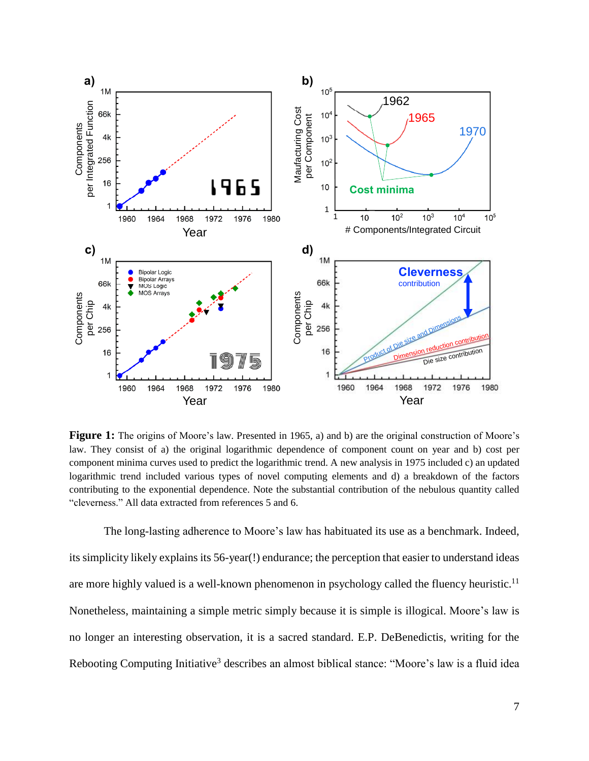**Figure 1:** The origins of Moore's law. Presented in 1965, a) and b) are the original construction of Moore's law. They consist of a) the original logarithmic dependence of component count on year and b) cost per component minima curves used to predict the logarithmic trend. A new analysis in 1975 included c) an updated logarithmic trend included various types of novel computing elements and d) a breakdown of the factors contributing to the exponential dependence. Note the substantial contribution of the nebulous quantity called "cleverness." All data extracted from references 5 and 6.

The long-lasting adherence to Moore's law has habituated its use as a benchmark. Indeed, its simplicity likely explains its 56-year(!) endurance; the perception that easier to understand ideas are more highly valued is a well-known phenomenon in psychology called the fluency heuristic.[11] Nonetheless, maintaining a simple metric simply because it is simple is illogical. Moore's law is no longer an interesting observation, it is a sacred standard. E.P. DeBenedictis, writing for the Rebooting Computing Initiative[3] describes an almost biblical stance: "Moore's law is a fluid idea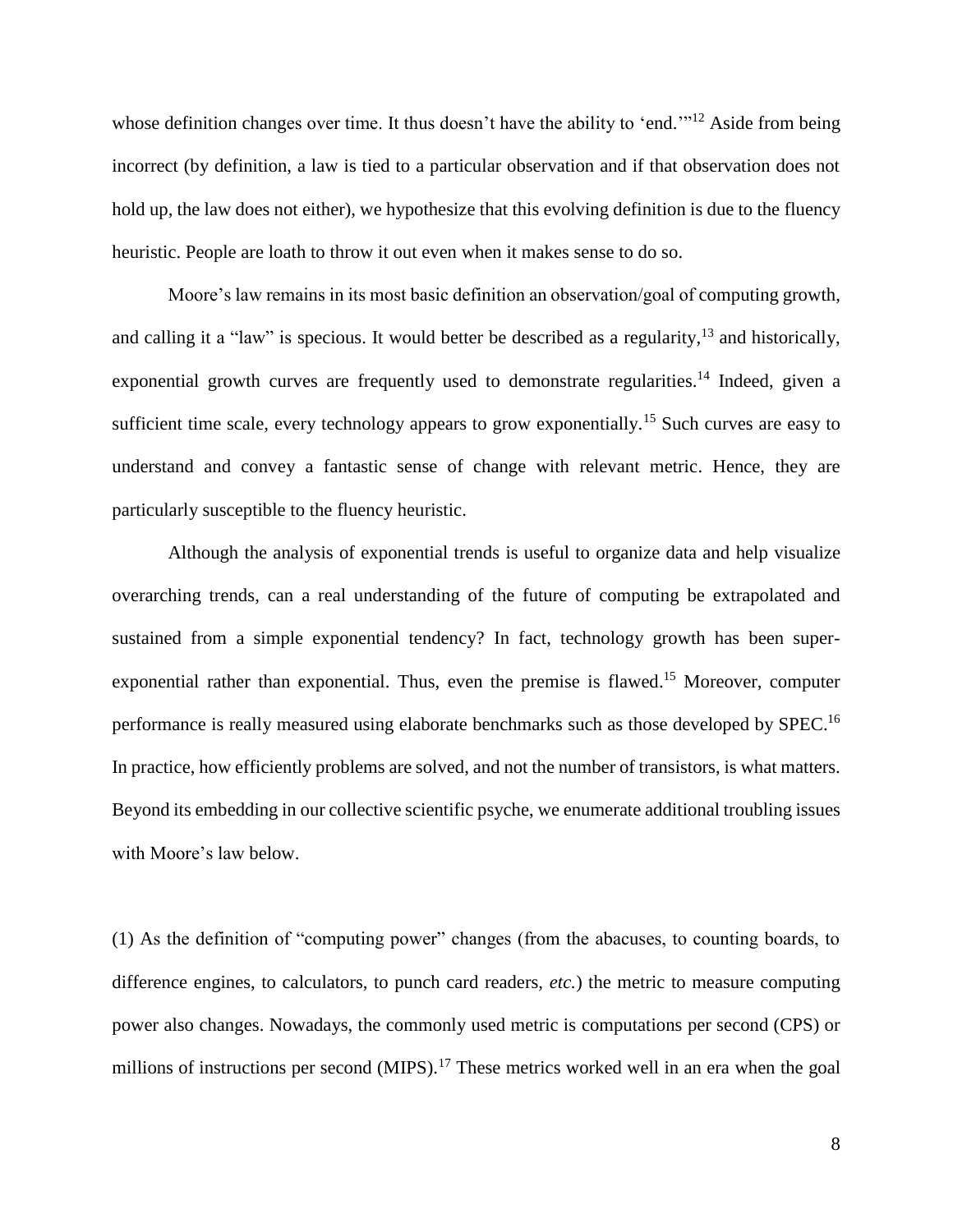whose definition changes over time. It thus doesn't have the ability to 'end.'"[12] Aside from being incorrect (by definition, a law is tied to a particular observation and if that observation does not hold up, the law does not either), we hypothesize that this evolving definition is due to the fluency heuristic. People are loath to throw it out even when it makes sense to do so.

Moore's law remains in its most basic definition an observation/goal of computing growth, and calling it a "law" is specious. It would better be described as a regularity,[13] and historically, exponential growth curves are frequently used to demonstrate regularities.[14] Indeed, given a sufficient time scale, every technology appears to grow exponentially.[15] Such curves are easy to understand and convey a fantastic sense of change with relevant metric. Hence, they are particularly susceptible to the fluency heuristic.

Although the analysis of exponential trends is useful to organize data and help visualize overarching trends, can a real understanding of the future of computing be extrapolated and sustained from a simple exponential tendency? In fact, technology growth has been super-exponential rather than exponential. Thus, even the premise is flawed.[15] Moreover, computer performance is really measured using elaborate benchmarks such as those developed by SPEC.[16] In practice, how efficiently problems are solved, and not the number of transistors, is what matters. Beyond its embedding in our collective scientific psyche, we enumerate additional troubling issues with Moore's law below.

(1) As the definition of "computing power" changes (from the abacuses, to counting boards, to difference engines, to calculators, to punch card readers, *etc.*) the metric to measure computing power also changes. Nowadays, the commonly used metric is computations per second (CPS) or millions of instructions per second (MIPS).[17] These metrics worked well in an era when the goal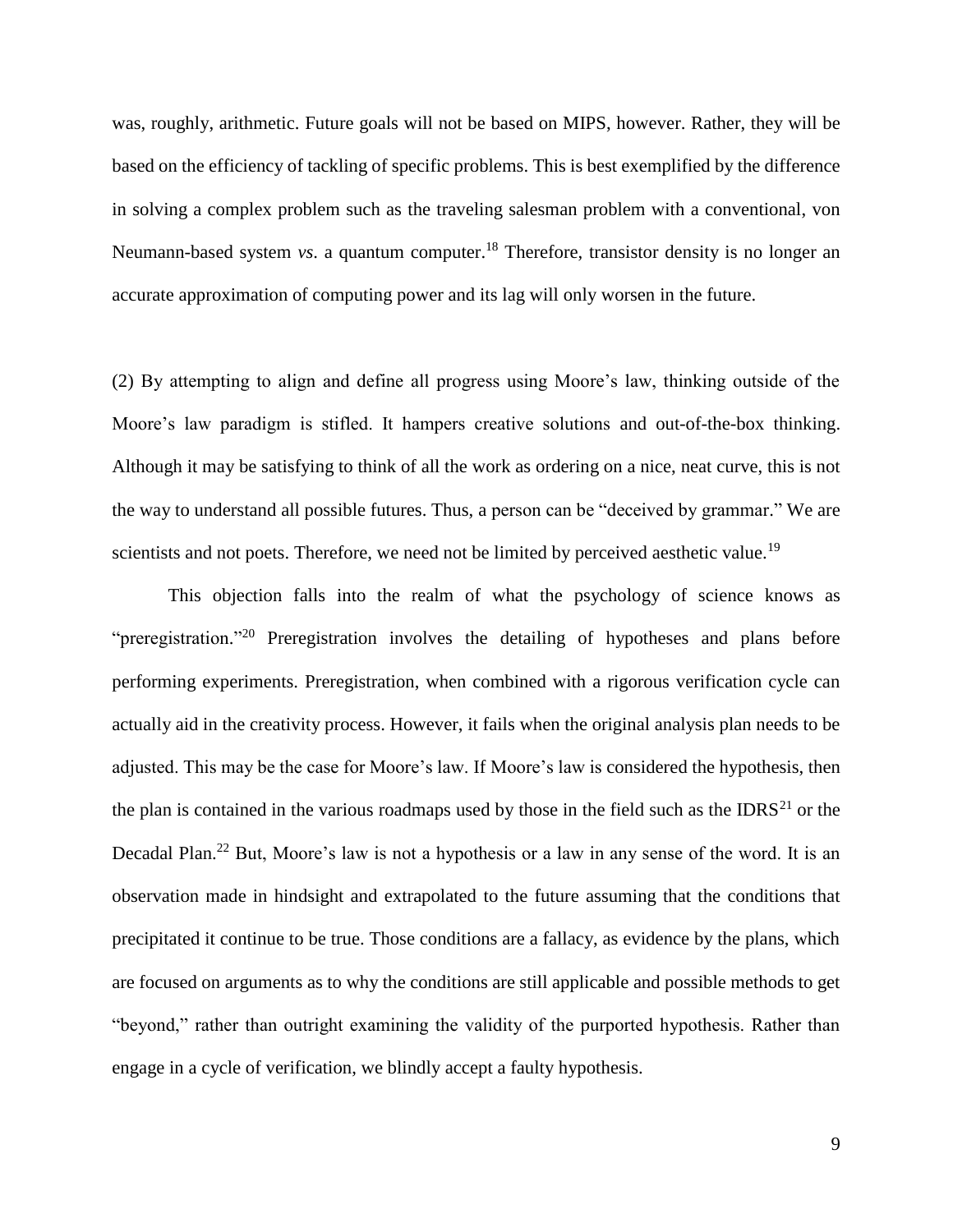was, roughly, arithmetic. Future goals will not be based on MIPS, however. Rather, they will be based on the efficiency of tackling of specific problems. This is best exemplified by the difference in solving a complex problem such as the traveling salesman problem with a conventional, von Neumann-based system *vs*. a quantum computer.[18] Therefore, transistor density is no longer an accurate approximation of computing power and its lag will only worsen in the future.

(2) By attempting to align and define all progress using Moore's law, thinking outside of the Moore's law paradigm is stifled. It hampers creative solutions and out-of-the-box thinking. Although it may be satisfying to think of all the work as ordering on a nice, neat curve, this is not the way to understand all possible futures. Thus, a person can be "deceived by grammar." We are scientists and not poets. Therefore, we need not be limited by perceived aesthetic value.[19]

This objection falls into the realm of what the psychology of science knows as "preregistration."[20] Preregistration involves the detailing of hypotheses and plans before performing experiments. Preregistration, when combined with a rigorous verification cycle can actually aid in the creativity process. However, it fails when the original analysis plan needs to be adjusted. This may be the case for Moore's law. If Moore's law is considered the hypothesis, then the plan is contained in the various roadmaps used by those in the field such as the IDRS[21] or the Decadal Plan.[22] But, Moore's law is not a hypothesis or a law in any sense of the word. It is an observation made in hindsight and extrapolated to the future assuming that the conditions that precipitated it continue to be true. Those conditions are a fallacy, as evidence by the plans, which are focused on arguments as to why the conditions are still applicable and possible methods to get "beyond," rather than outright examining the validity of the purported hypothesis. Rather than engage in a cycle of verification, we blindly accept a faulty hypothesis.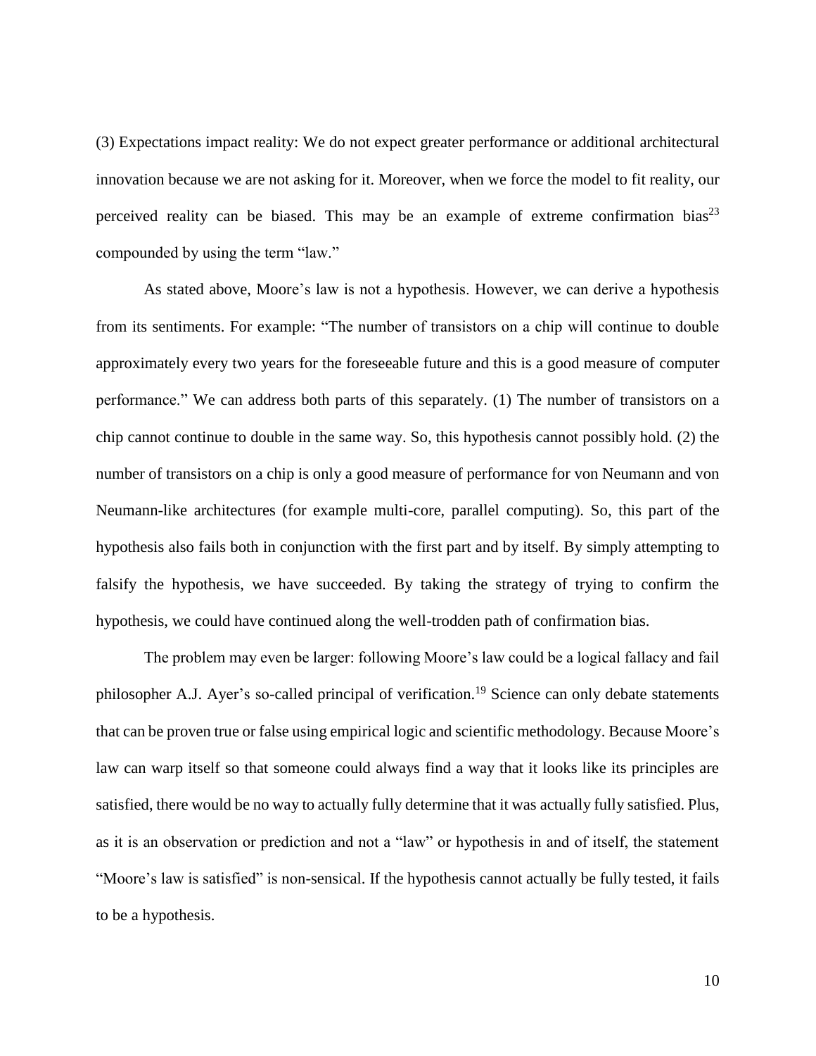(3) Expectations impact reality: We do not expect greater performance or additional architectural innovation because we are not asking for it. Moreover, when we force the model to fit reality, our perceived reality can be biased. This may be an example of extreme confirmation bias[23] compounded by using the term "law."

As stated above, Moore's law is not a hypothesis. However, we can derive a hypothesis from its sentiments. For example: "The number of transistors on a chip will continue to double approximately every two years for the foreseeable future and this is a good measure of computer performance." We can address both parts of this separately. (1) The number of transistors on a chip cannot continue to double in the same way. So, this hypothesis cannot possibly hold. (2) the number of transistors on a chip is only a good measure of performance for von Neumann and von Neumann-like architectures (for example multi-core, parallel computing). So, this part of the hypothesis also fails both in conjunction with the first part and by itself. By simply attempting to falsify the hypothesis, we have succeeded. By taking the strategy of trying to confirm the hypothesis, we could have continued along the well-trodden path of confirmation bias.

The problem may even be larger: following Moore's law could be a logical fallacy and fail philosopher A.J. Ayer's so-called principal of verification.[19] Science can only debate statements that can be proven true or false using empirical logic and scientific methodology. Because Moore's law can warp itself so that someone could always find a way that it looks like its principles are satisfied, there would be no way to actually fully determine that it was actually fully satisfied. Plus, as it is an observation or prediction and not a "law" or hypothesis in and of itself, the statement "Moore's law is satisfied" is non-sensical. If the hypothesis cannot actually be fully tested, it fails to be a hypothesis.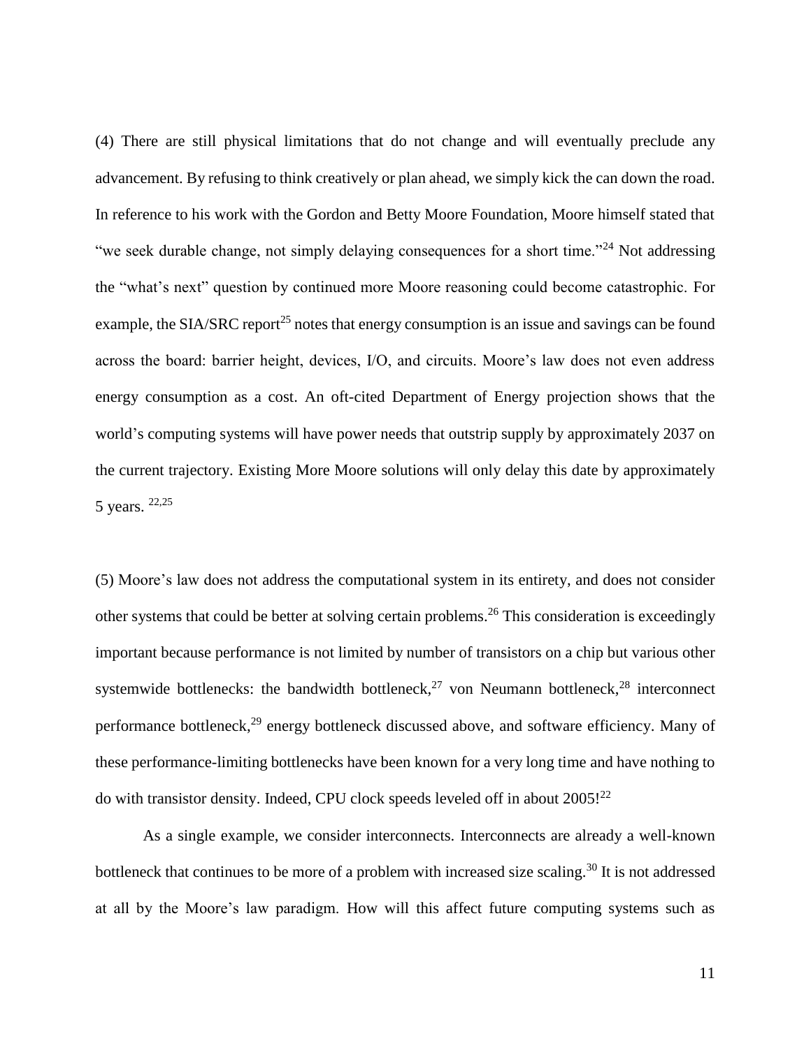(4) There are still physical limitations that do not change and will eventually preclude any advancement. By refusing to think creatively or plan ahead, we simply kick the can down the road. In reference to his work with the Gordon and Betty Moore Foundation, Moore himself stated that "we seek durable change, not simply delaying consequences for a short time."[24] Not addressing the "what's next" question by continued more Moore reasoning could become catastrophic. For example, the SIA/SRC report[25] notes that energy consumption is an issue and savings can be found across the board: barrier height, devices, I/O, and circuits. Moore's law does not even address energy consumption as a cost. An oft-cited Department of Energy projection shows that the world's computing systems will have power needs that outstrip supply by approximately 2037 on the current trajectory. Existing More Moore solutions will only delay this date by approximately 5 years. [22,25]

(5) Moore's law does not address the computational system in its entirety, and does not consider other systems that could be better at solving certain problems.[26] This consideration is exceedingly important because performance is not limited by number of transistors on a chip but various other systemwide bottlenecks: the bandwidth bottleneck,[27] von Neumann bottleneck,[28] interconnect performance bottleneck,[29] energy bottleneck discussed above, and software efficiency. Many of these performance-limiting bottlenecks have been known for a very long time and have nothing to do with transistor density. Indeed, CPU clock speeds leveled off in about 2005![22]

As a single example, we consider interconnects. Interconnects are already a well-known bottleneck that continues to be more of a problem with increased size scaling.[30] It is not addressed at all by the Moore's law paradigm. How will this affect future computing systems such as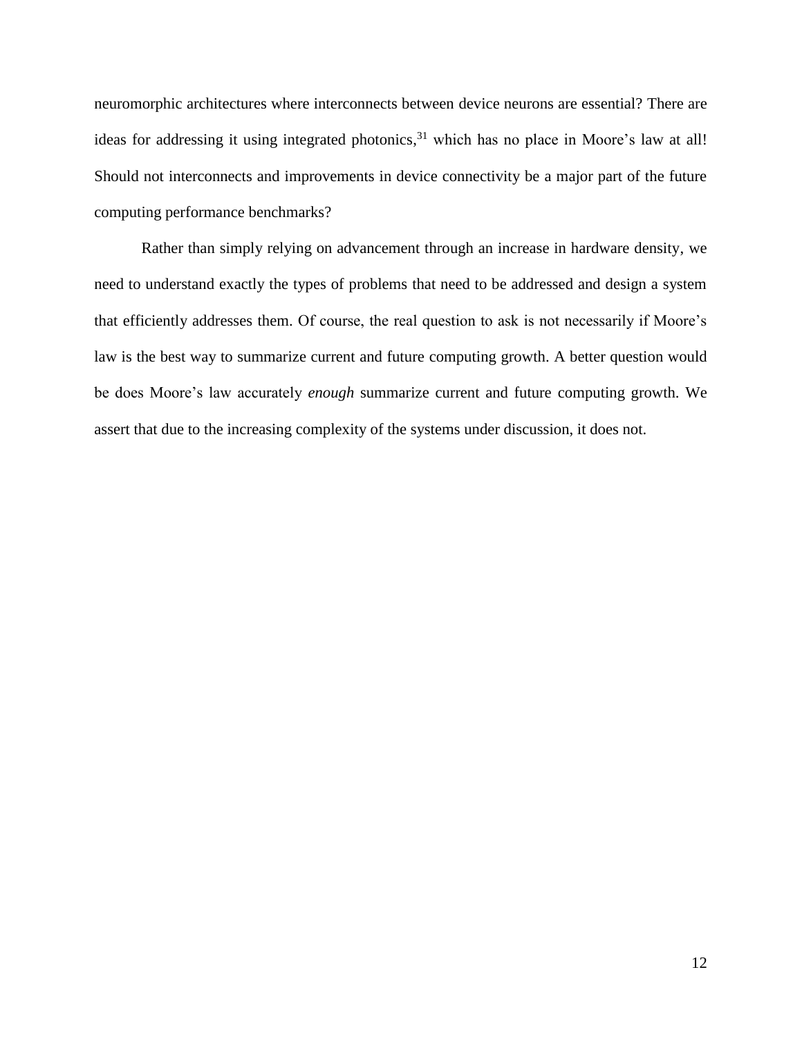neuromorphic architectures where interconnects between device neurons are essential? There are ideas for addressing it using integrated photonics,[31] which has no place in Moore's law at all! Should not interconnects and improvements in device connectivity be a major part of the future computing performance benchmarks?

Rather than simply relying on advancement through an increase in hardware density, we need to understand exactly the types of problems that need to be addressed and design a system that efficiently addresses them. Of course, the real question to ask is not necessarily if Moore's law is the best way to summarize current and future computing growth. A better question would be does Moore's law accurately *enough* summarize current and future computing growth. We assert that due to the increasing complexity of the systems under discussion, it does not.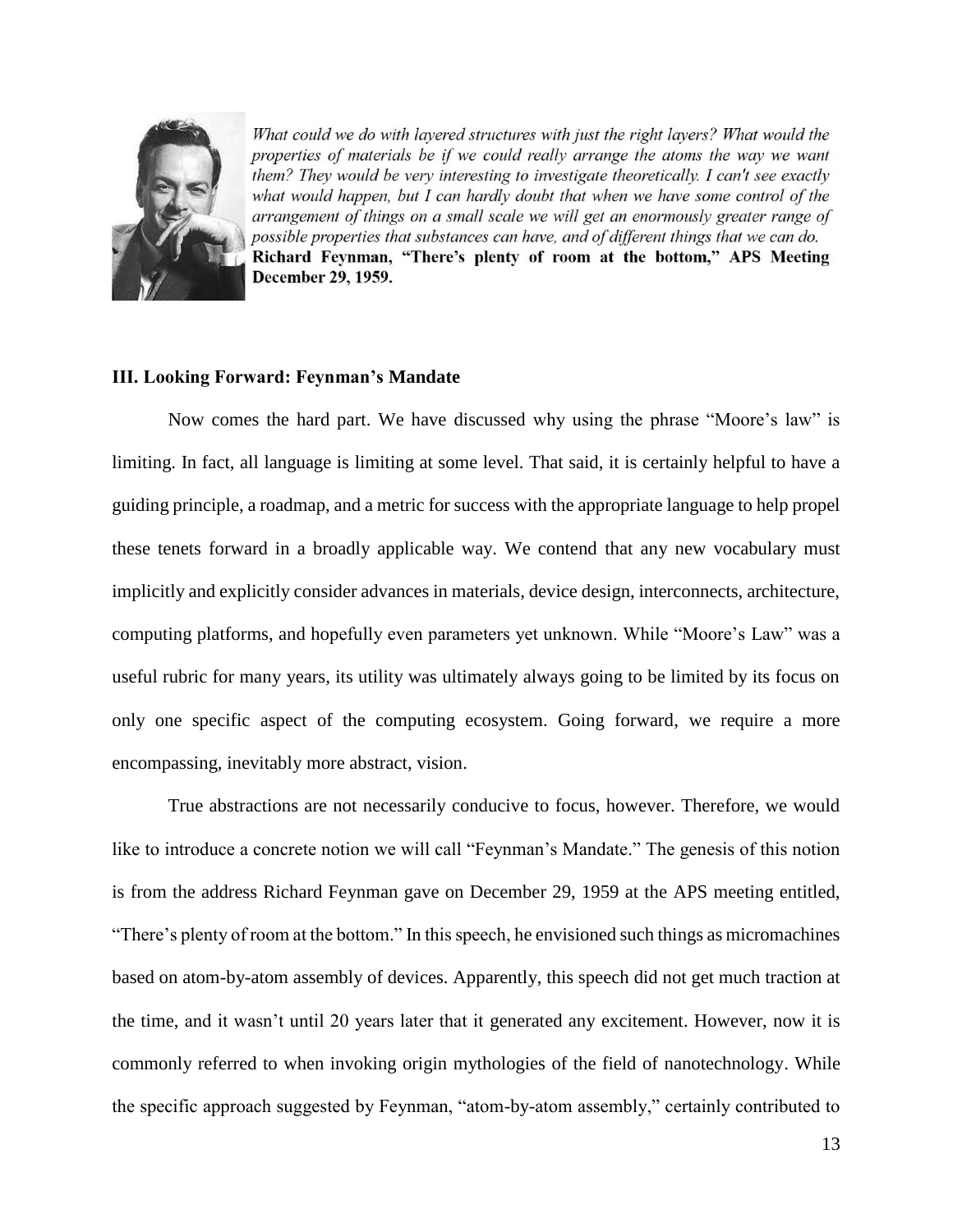*What could we do with layered structures with just the right layers? What would the properties of materials be if we could really arrange the atoms the way we want them? They would be very interesting to investigate theoretically. I can't see exactly what would happen, but I can hardly doubt that when we have some control of the arrangement of things on a small scale we will get an enormously greater range of possible properties that substances can have, and of different things that we can do.*
**Richard Feynman, "There's plenty of room at the bottom," APS Meeting December 29, 1959.**

### III. Looking Forward: Feynman's Mandate

Now comes the hard part. We have discussed why using the phrase "Moore's law" is limiting. In fact, all language is limiting at some level. That said, it is certainly helpful to have a guiding principle, a roadmap, and a metric for success with the appropriate language to help propel these tenets forward in a broadly applicable way. We contend that any new vocabulary must implicitly and explicitly consider advances in materials, device design, interconnects, architecture, computing platforms, and hopefully even parameters yet unknown. While "Moore's Law" was a useful rubric for many years, its utility was ultimately always going to be limited by its focus on only one specific aspect of the computing ecosystem. Going forward, we require a more encompassing, inevitably more abstract, vision.

True abstractions are not necessarily conducive to focus, however. Therefore, we would like to introduce a concrete notion we will call "Feynman's Mandate." The genesis of this notion is from the address Richard Feynman gave on December 29, 1959 at the APS meeting entitled, "There's plenty of room at the bottom." In this speech, he envisioned such things as micromachines based on atom-by-atom assembly of devices. Apparently, this speech did not get much traction at the time, and it wasn't until 20 years later that it generated any excitement. However, now it is commonly referred to when invoking origin mythologies of the field of nanotechnology. While the specific approach suggested by Feynman, "atom-by-atom assembly," certainly contributed to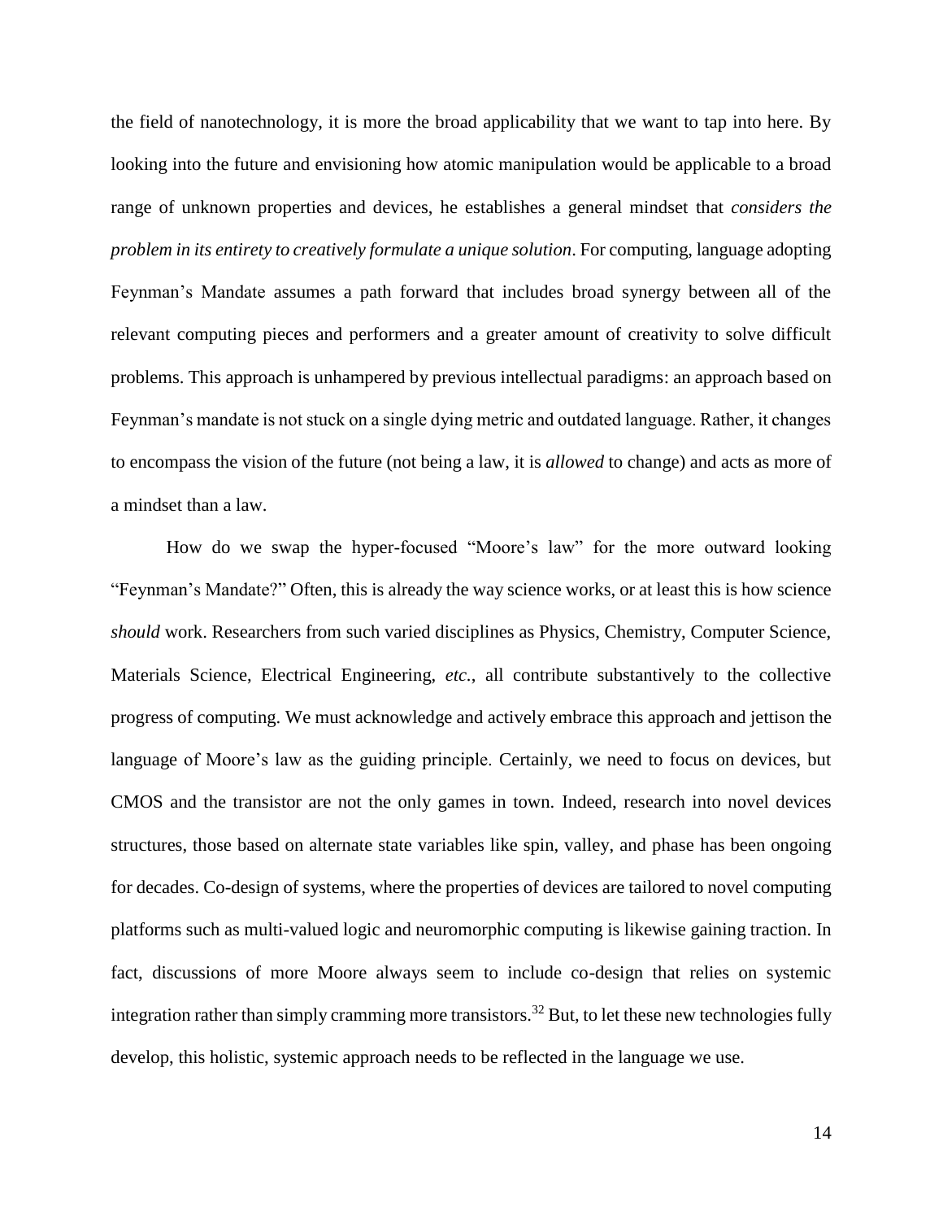the field of nanotechnology, it is more the broad applicability that we want to tap into here. By looking into the future and envisioning how atomic manipulation would be applicable to a broad range of unknown properties and devices, he establishes a general mindset that *considers the problem in its entirety to creatively formulate a unique solution*. For computing, language adopting Feynman's Mandate assumes a path forward that includes broad synergy between all of the relevant computing pieces and performers and a greater amount of creativity to solve difficult problems. This approach is unhampered by previous intellectual paradigms: an approach based on Feynman's mandate is not stuck on a single dying metric and outdated language. Rather, it changes to encompass the vision of the future (not being a law, it is *allowed* to change) and acts as more of a mindset than a law.

How do we swap the hyper-focused "Moore's law" for the more outward looking "Feynman's Mandate?" Often, this is already the way science works, or at least this is how science *should* work. Researchers from such varied disciplines as Physics, Chemistry, Computer Science, Materials Science, Electrical Engineering, *etc.*, all contribute substantively to the collective progress of computing. We must acknowledge and actively embrace this approach and jettison the language of Moore's law as the guiding principle. Certainly, we need to focus on devices, but CMOS and the transistor are not the only games in town. Indeed, research into novel devices structures, those based on alternate state variables like spin, valley, and phase has been ongoing for decades. Co-design of systems, where the properties of devices are tailored to novel computing platforms such as multi-valued logic and neuromorphic computing is likewise gaining traction. In fact, discussions of more Moore always seem to include co-design that relies on systemic integration rather than simply cramming more transistors.[32] But, to let these new technologies fully develop, this holistic, systemic approach needs to be reflected in the language we use.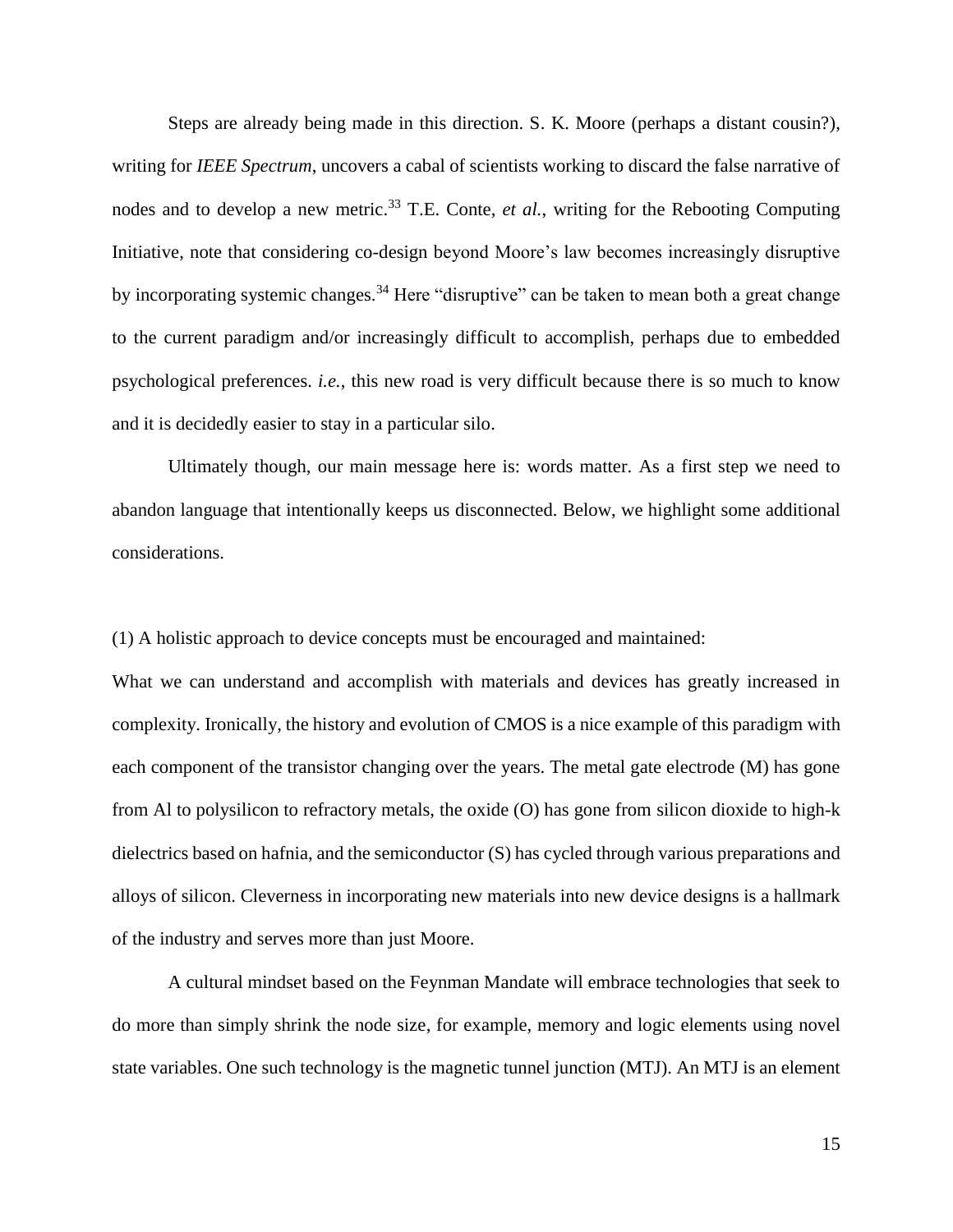Steps are already being made in this direction. S. K. Moore (perhaps a distant cousin?), writing for *IEEE Spectrum*, uncovers a cabal of scientists working to discard the false narrative of nodes and to develop a new metric.[33] T.E. Conte, *et al.*, writing for the Rebooting Computing Initiative, note that considering co-design beyond Moore's law becomes increasingly disruptive by incorporating systemic changes.[34] Here "disruptive" can be taken to mean both a great change to the current paradigm and/or increasingly difficult to accomplish, perhaps due to embedded psychological preferences. *i.e.*, this new road is very difficult because there is so much to know and it is decidedly easier to stay in a particular silo.

Ultimately though, our main message here is: words matter. As a first step we need to abandon language that intentionally keeps us disconnected. Below, we highlight some additional considerations.

(1) A holistic approach to device concepts must be encouraged and maintained:

What we can understand and accomplish with materials and devices has greatly increased in complexity. Ironically, the history and evolution of CMOS is a nice example of this paradigm with each component of the transistor changing over the years. The metal gate electrode (M) has gone from Al to polysilicon to refractory metals, the oxide (O) has gone from silicon dioxide to high-k dielectrics based on hafnia, and the semiconductor (S) has cycled through various preparations and alloys of silicon. Cleverness in incorporating new materials into new device designs is a hallmark of the industry and serves more than just Moore.

A cultural mindset based on the Feynman Mandate will embrace technologies that seek to do more than simply shrink the node size, for example, memory and logic elements using novel state variables. One such technology is the magnetic tunnel junction (MTJ). An MTJ is an element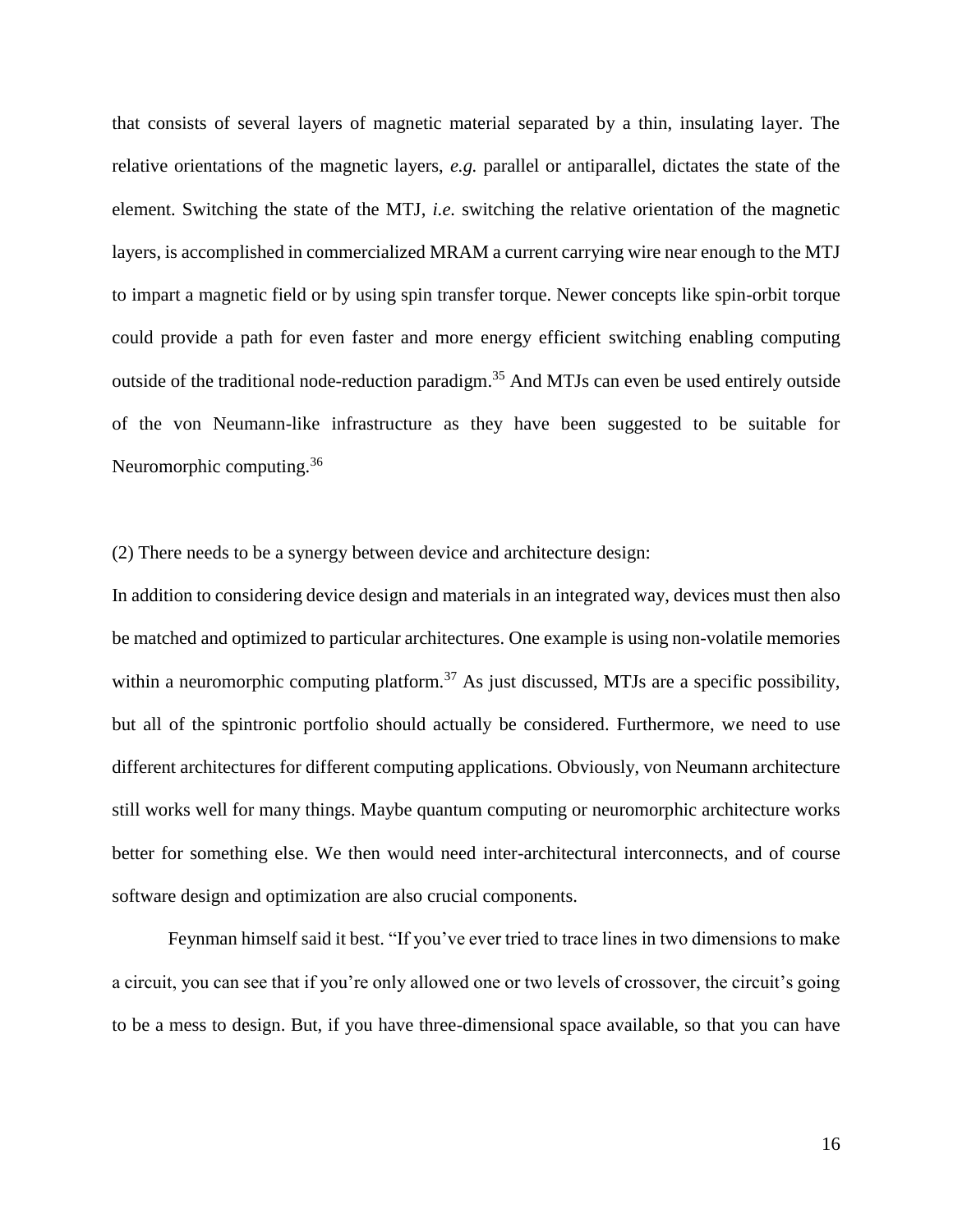that consists of several layers of magnetic material separated by a thin, insulating layer. The relative orientations of the magnetic layers, *e.g.* parallel or antiparallel, dictates the state of the element. Switching the state of the MTJ, *i.e.* switching the relative orientation of the magnetic layers, is accomplished in commercialized MRAM a current carrying wire near enough to the MTJ to impart a magnetic field or by using spin transfer torque. Newer concepts like spin-orbit torque could provide a path for even faster and more energy efficient switching enabling computing outside of the traditional node-reduction paradigm.[35] And MTJs can even be used entirely outside of the von Neumann-like infrastructure as they have been suggested to be suitable for Neuromorphic computing.[36]

(2) There needs to be a synergy between device and architecture design:

In addition to considering device design and materials in an integrated way, devices must then also be matched and optimized to particular architectures. One example is using non-volatile memories within a neuromorphic computing platform.[37] As just discussed, MTJs are a specific possibility, but all of the spintronic portfolio should actually be considered. Furthermore, we need to use different architectures for different computing applications. Obviously, von Neumann architecture still works well for many things. Maybe quantum computing or neuromorphic architecture works better for something else. We then would need inter-architectural interconnects, and of course software design and optimization are also crucial components.

Feynman himself said it best. "If you've ever tried to trace lines in two dimensions to make a circuit, you can see that if you're only allowed one or two levels of crossover, the circuit's going to be a mess to design. But, if you have three-dimensional space available, so that you can have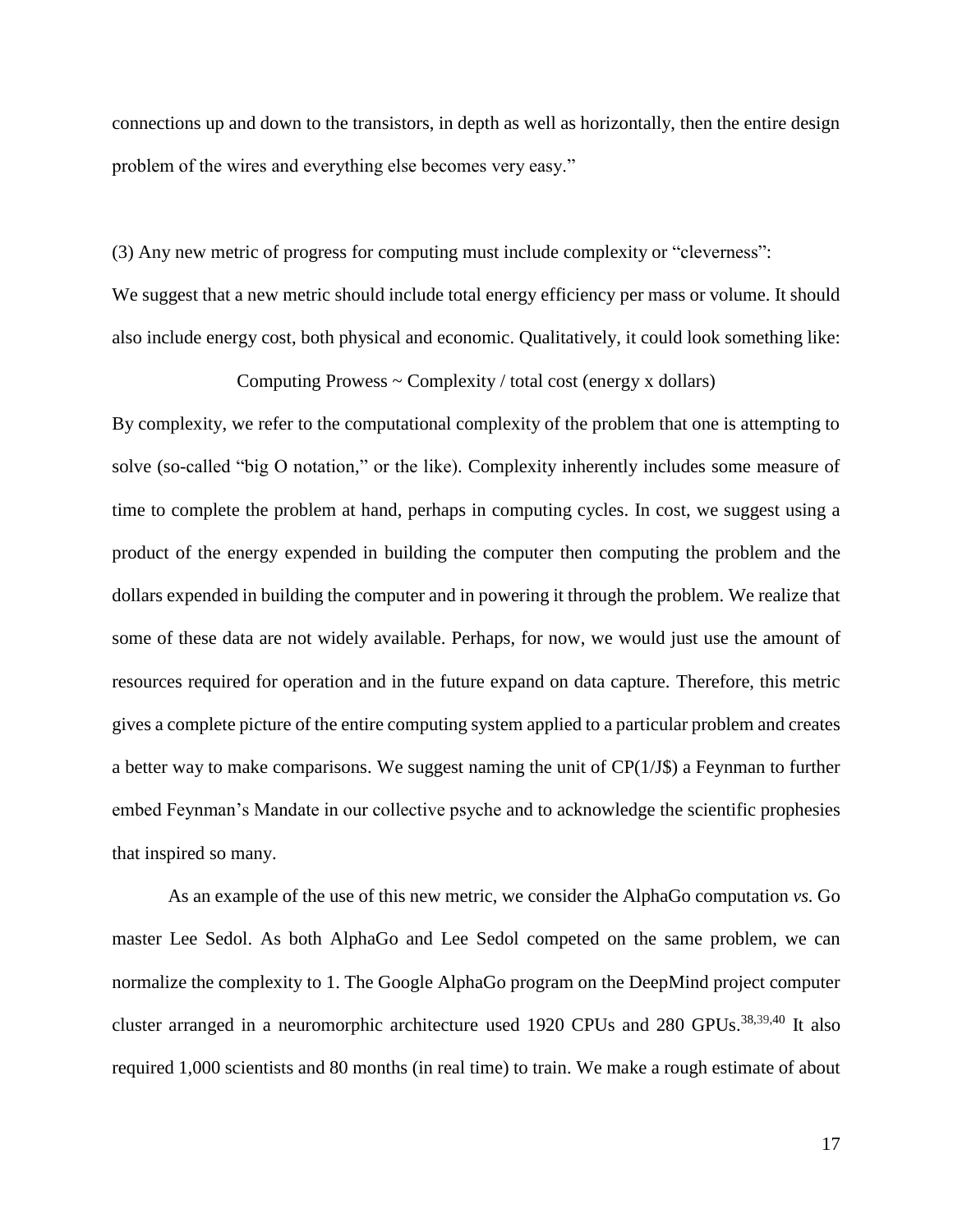connections up and down to the transistors, in depth as well as horizontally, then the entire design problem of the wires and everything else becomes very easy."

(3) Any new metric of progress for computing must include complexity or "cleverness":
We suggest that a new metric should include total energy efficiency per mass or volume. It should also include energy cost, both physical and economic. Qualitatively, it could look something like:

$$\text{Computing Prowess} \sim \text{Complexity} / \text{total cost (energy x dollars)}$$

By complexity, we refer to the computational complexity of the problem that one is attempting to solve (so-called "big O notation," or the like). Complexity inherently includes some measure of time to complete the problem at hand, perhaps in computing cycles. In cost, we suggest using a product of the energy expended in building the computer then computing the problem and the dollars expended in building the computer and in powering it through the problem. We realize that some of these data are not widely available. Perhaps, for now, we would just use the amount of resources required for operation and in the future expand on data capture. Therefore, this metric gives a complete picture of the entire computing system applied to a particular problem and creates a better way to make comparisons. We suggest naming the unit of CP(1/J$) a Feynman to further embed Feynman's Mandate in our collective psyche and to acknowledge the scientific prophesies that inspired so many.

As an example of the use of this new metric, we consider the AlphaGo computation *vs.* Go master Lee Sedol. As both AlphaGo and Lee Sedol competed on the same problem, we can normalize the complexity to 1. The Google AlphaGo program on the DeepMind project computer cluster arranged in a neuromorphic architecture used 1920 CPUs and 280 GPUs.[38,39,40] It also required 1,000 scientists and 80 months (in real time) to train. We make a rough estimate of about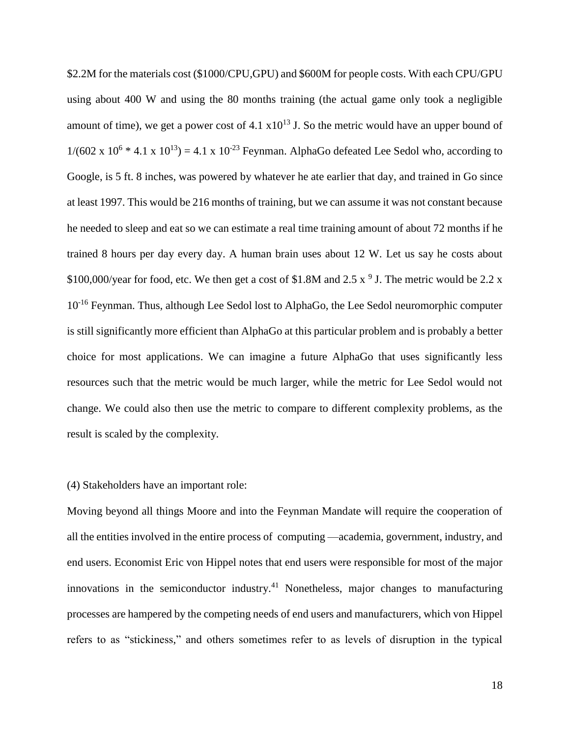\$2.2M for the materials cost (\$1000/CPU,GPU) and \$600M for people costs. With each CPU/GPU using about 400 W and using the 80 months training (the actual game only took a negligible amount of time), we get a power cost of $4.1 \times 10^{13}$ J. So the metric would have an upper bound of $1/(602 \times 10^6 * 4.1 \times 10^{13}) = 4.1 \times 10^{-23}$ Feynman. AlphaGo defeated Lee Sedol who, according to Google, is 5 ft. 8 inches, was powered by whatever he ate earlier that day, and trained in Go since at least 1997. This would be 216 months of training, but we can assume it was not constant because he needed to sleep and eat so we can estimate a real time training amount of about 72 months if he trained 8 hours per day every day. A human brain uses about 12 W. Let us say he costs about \$100,000/year for food, etc. We then get a cost of \$1.8M and $2.5 \times {}^{9}$ J. The metric would be $2.2 \times 10^{-16}$ Feynman. Thus, although Lee Sedol lost to AlphaGo, the Lee Sedol neuromorphic computer is still significantly more efficient than AlphaGo at this particular problem and is probably a better choice for most applications. We can imagine a future AlphaGo that uses significantly less resources such that the metric would be much larger, while the metric for Lee Sedol would not change. We could also then use the metric to compare to different complexity problems, as the result is scaled by the complexity.

(4) Stakeholders have an important role:

Moving beyond all things Moore and into the Feynman Mandate will require the cooperation of all the entities involved in the entire process of computing —academia, government, industry, and end users. Economist Eric von Hippel notes that end users were responsible for most of the major innovations in the semiconductor industry.[41] Nonetheless, major changes to manufacturing processes are hampered by the competing needs of end users and manufacturers, which von Hippel refers to as "stickiness," and others sometimes refer to as levels of disruption in the typical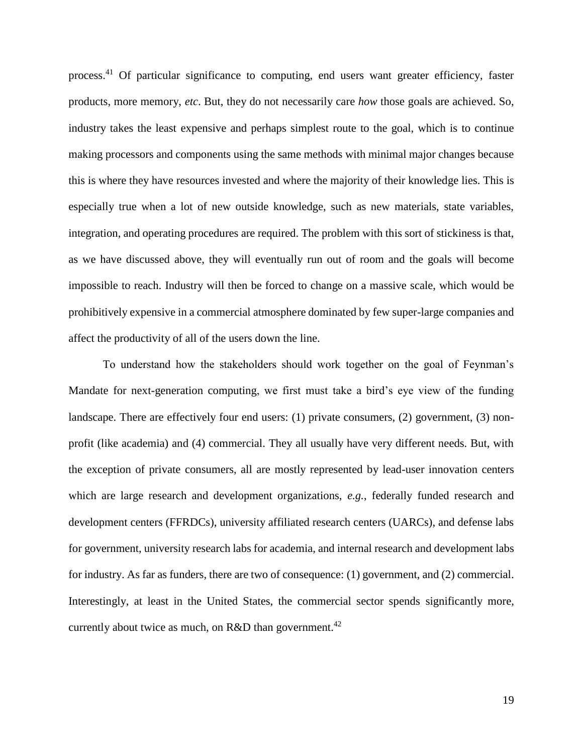process.[41] Of particular significance to computing, end users want greater efficiency, faster products, more memory, *etc*. But, they do not necessarily care *how* those goals are achieved. So, industry takes the least expensive and perhaps simplest route to the goal, which is to continue making processors and components using the same methods with minimal major changes because this is where they have resources invested and where the majority of their knowledge lies. This is especially true when a lot of new outside knowledge, such as new materials, state variables, integration, and operating procedures are required. The problem with this sort of stickiness is that, as we have discussed above, they will eventually run out of room and the goals will become impossible to reach. Industry will then be forced to change on a massive scale, which would be prohibitively expensive in a commercial atmosphere dominated by few super-large companies and affect the productivity of all of the users down the line.

To understand how the stakeholders should work together on the goal of Feynman's Mandate for next-generation computing, we first must take a bird's eye view of the funding landscape. There are effectively four end users: (1) private consumers, (2) government, (3) non-profit (like academia) and (4) commercial. They all usually have very different needs. But, with the exception of private consumers, all are mostly represented by lead-user innovation centers which are large research and development organizations, *e.g.*, federally funded research and development centers (FFRDCs), university affiliated research centers (UARCs), and defense labs for government, university research labs for academia, and internal research and development labs for industry. As far as funders, there are two of consequence: (1) government, and (2) commercial. Interestingly, at least in the United States, the commercial sector spends significantly more, currently about twice as much, on R&D than government.[42]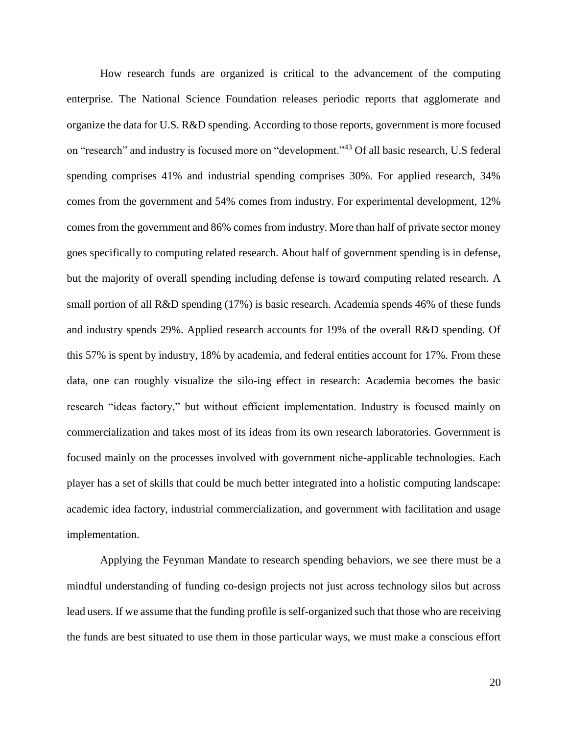How research funds are organized is critical to the advancement of the computing enterprise. The National Science Foundation releases periodic reports that agglomerate and organize the data for U.S. R&D spending. According to those reports, government is more focused on "research" and industry is focused more on "development."[43] Of all basic research, U.S federal spending comprises 41% and industrial spending comprises 30%. For applied research, 34% comes from the government and 54% comes from industry. For experimental development, 12% comes from the government and 86% comes from industry. More than half of private sector money goes specifically to computing related research. About half of government spending is in defense, but the majority of overall spending including defense is toward computing related research. A small portion of all R&D spending (17%) is basic research. Academia spends 46% of these funds and industry spends 29%. Applied research accounts for 19% of the overall R&D spending. Of this 57% is spent by industry, 18% by academia, and federal entities account for 17%. From these data, one can roughly visualize the silo-ing effect in research: Academia becomes the basic research "ideas factory," but without efficient implementation. Industry is focused mainly on commercialization and takes most of its ideas from its own research laboratories. Government is focused mainly on the processes involved with government niche-applicable technologies. Each player has a set of skills that could be much better integrated into a holistic computing landscape: academic idea factory, industrial commercialization, and government with facilitation and usage implementation.

Applying the Feynman Mandate to research spending behaviors, we see there must be a mindful understanding of funding co-design projects not just across technology silos but across lead users. If we assume that the funding profile is self-organized such that those who are receiving the funds are best situated to use them in those particular ways, we must make a conscious effort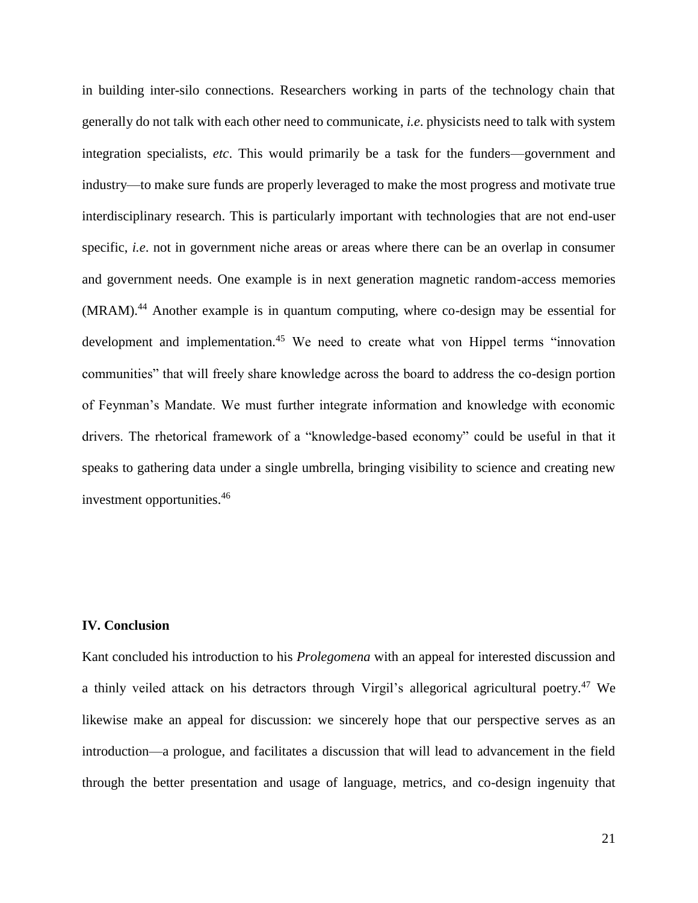in building inter-silo connections. Researchers working in parts of the technology chain that generally do not talk with each other need to communicate, *i.e*. physicists need to talk with system integration specialists, *etc*. This would primarily be a task for the funders—government and industry—to make sure funds are properly leveraged to make the most progress and motivate true interdisciplinary research. This is particularly important with technologies that are not end-user specific, *i.e*. not in government niche areas or areas where there can be an overlap in consumer and government needs. One example is in next generation magnetic random-access memories (MRAM).[44] Another example is in quantum computing, where co-design may be essential for development and implementation.[45] We need to create what von Hippel terms "innovation communities" that will freely share knowledge across the board to address the co-design portion of Feynman's Mandate. We must further integrate information and knowledge with economic drivers. The rhetorical framework of a "knowledge-based economy" could be useful in that it speaks to gathering data under a single umbrella, bringing visibility to science and creating new investment opportunities.[46]

## IV. Conclusion

Kant concluded his introduction to his *Prolegomena* with an appeal for interested discussion and a thinly veiled attack on his detractors through Virgil's allegorical agricultural poetry.[47] We likewise make an appeal for discussion: we sincerely hope that our perspective serves as an introduction—a prologue, and facilitates a discussion that will lead to advancement in the field through the better presentation and usage of language, metrics, and co-design ingenuity that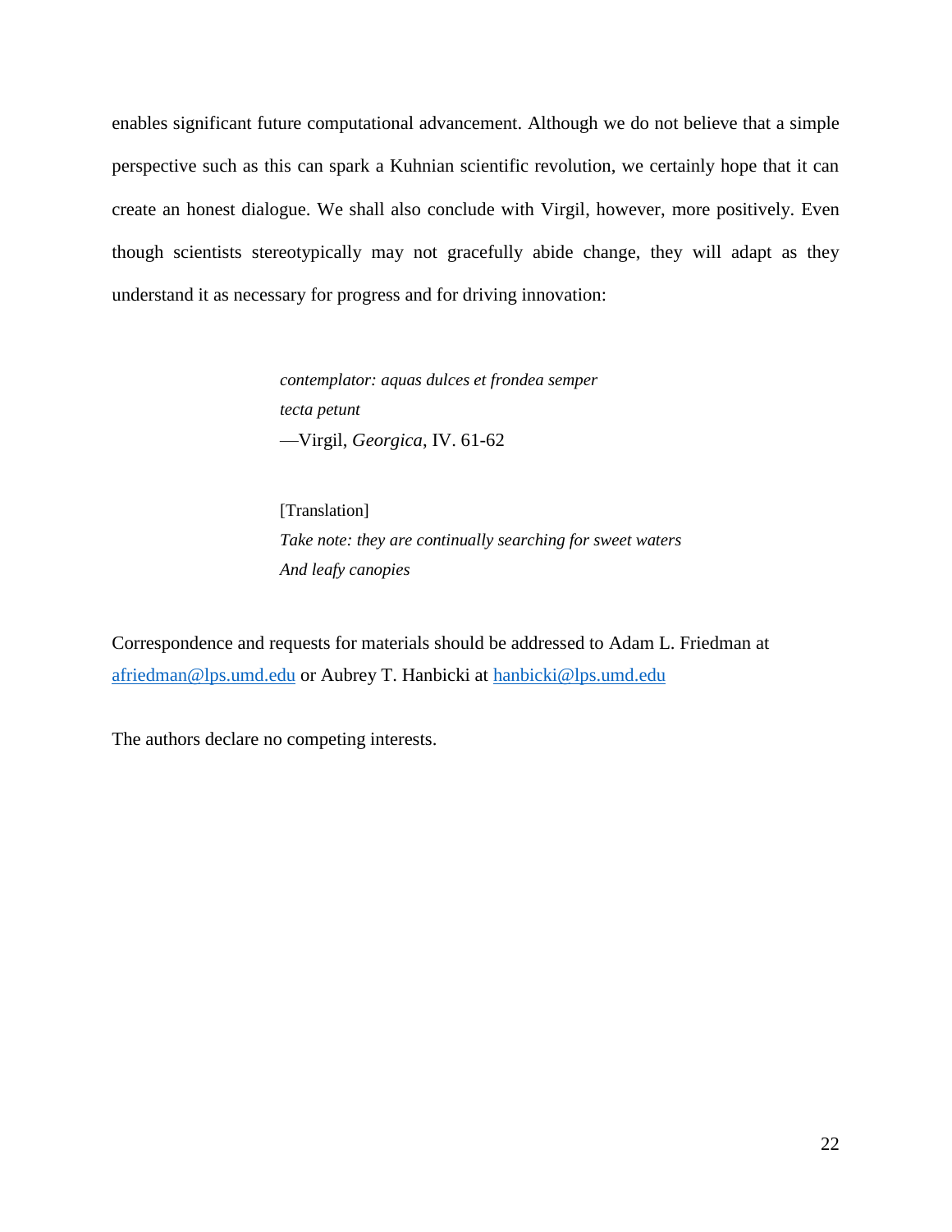enables significant future computational advancement. Although we do not believe that a simple perspective such as this can spark a Kuhnian scientific revolution, we certainly hope that it can create an honest dialogue. We shall also conclude with Virgil, however, more positively. Even though scientists stereotypically may not gracefully abide change, they will adapt as they understand it as necessary for progress and for driving innovation:

> *contemplator: aquas dulces et frondea semper*
> *tecta petunt*
> —Virgil, *Georgica*, IV. 61-62
>
> [Translation]
> *Take note: they are continually searching for sweet waters*
> *And leafy canopies*

Correspondence and requests for materials should be addressed to Adam L. Friedman at afriedman@lps.umd.edu or Aubrey T. Hanbicki at hanbicki@lps.umd.edu

The authors declare no competing interests.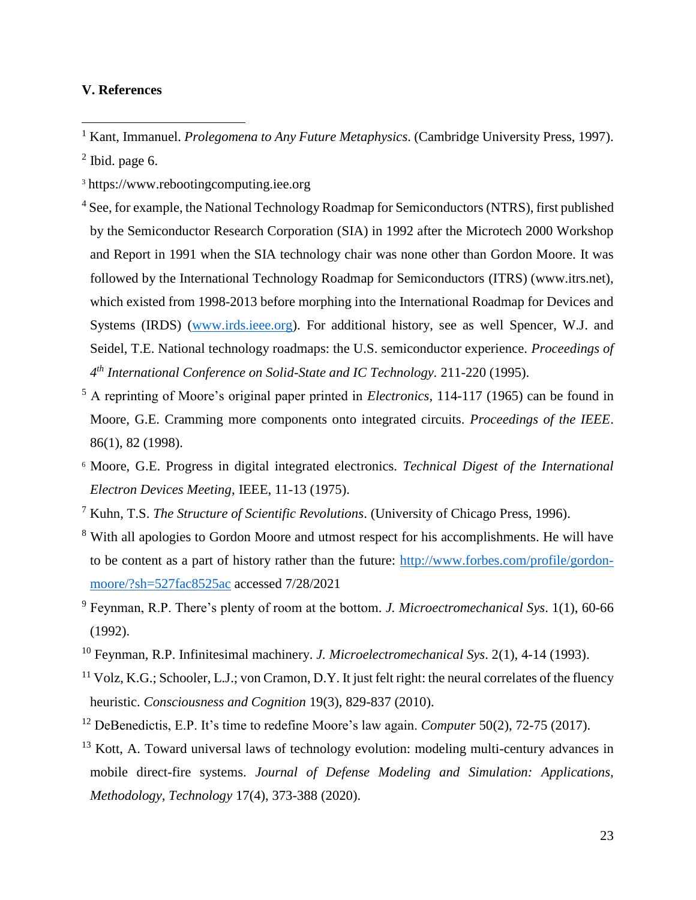**V. References**

[1] Kant, Immanuel. *Prolegomena to Any Future Metaphysics*. (Cambridge University Press, 1997).

[2] Ibid. page 6.

[3] https://www.rebootingcomputing.iee.org

[4] See, for example, the National Technology Roadmap for Semiconductors (NTRS), first published by the Semiconductor Research Corporation (SIA) in 1992 after the Microtech 2000 Workshop and Report in 1991 when the SIA technology chair was none other than Gordon Moore. It was followed by the International Technology Roadmap for Semiconductors (ITRS) (www.itrs.net), which existed from 1998-2013 before morphing into the International Roadmap for Devices and Systems (IRDS) (www.irds.ieee.org). For additional history, see as well Spencer, W.J. and Seidel, T.E. National technology roadmaps: the U.S. semiconductor experience. *Proceedings of 4th International Conference on Solid-State and IC Technology*. 211-220 (1995).

[5] A reprinting of Moore's original paper printed in *Electronics*, 114-117 (1965) can be found in Moore, G.E. Cramming more components onto integrated circuits. *Proceedings of the IEEE*. 86(1), 82 (1998).

[6] Moore, G.E. Progress in digital integrated electronics. *Technical Digest of the International Electron Devices Meeting*, IEEE, 11-13 (1975).

[7] Kuhn, T.S. *The Structure of Scientific Revolutions*. (University of Chicago Press, 1996).

[8] With all apologies to Gordon Moore and utmost respect for his accomplishments. He will have to be content as a part of history rather than the future: http://www.forbes.com/profile/gordon-moore/?sh=527fac8525ac accessed 7/28/2021

[9] Feynman, R.P. There's plenty of room at the bottom. *J. Microectromechanical Sys*. 1(1), 60-66 (1992).

[10] Feynman, R.P. Infinitesimal machinery. *J. Microelectromechanical Sys*. 2(1), 4-14 (1993).

[11] Volz, K.G.; Schooler, L.J.; von Cramon, D.Y. It just felt right: the neural correlates of the fluency heuristic. *Consciousness and Cognition* 19(3), 829-837 (2010).

[12] DeBenedictis, E.P. It's time to redefine Moore's law again. *Computer* 50(2), 72-75 (2017).

[13] Kott, A. Toward universal laws of technology evolution: modeling multi-century advances in mobile direct-fire systems. *Journal of Defense Modeling and Simulation: Applications, Methodology, Technology* 17(4), 373-388 (2020).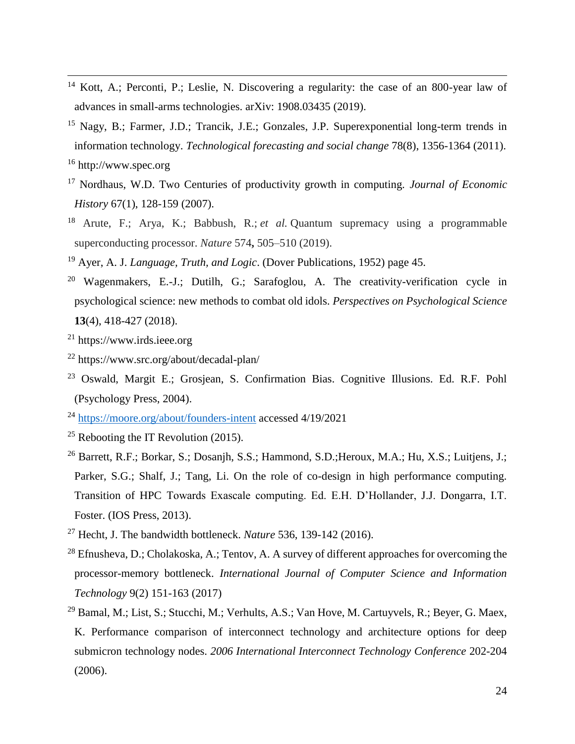[14] Kott, A.; Perconti, P.; Leslie, N. Discovering a regularity: the case of an 800-year law of advances in small-arms technologies. arXiv: 1908.03435 (2019).

[15] Nagy, B.; Farmer, J.D.; Trancik, J.E.; Gonzales, J.P. Superexponential long-term trends in information technology. *Technological forecasting and social change* 78(8), 1356-1364 (2011).

[16] http://www.spec.org

[17] Nordhaus, W.D. Two Centuries of productivity growth in computing. *Journal of Economic History* 67(1), 128-159 (2007).

[18] Arute, F.; Arya, K.; Babbush, R.; *et al.* Quantum supremacy using a programmable superconducting processor. *Nature* 574**,** 505–510 (2019).

[19] Ayer, A. J. *Language, Truth, and Logic*. (Dover Publications, 1952) page 45.

[20] Wagenmakers, E.-J.; Dutilh, G.; Sarafoglou, A. The creativity-verification cycle in psychological science: new methods to combat old idols. *Perspectives on Psychological Science* **13**(4), 418-427 (2018).

[21] https://www.irds.ieee.org

[22] https://www.src.org/about/decadal-plan/

[23] Oswald, Margit E.; Grosjean, S. Confirmation Bias. Cognitive Illusions. Ed. R.F. Pohl (Psychology Press, 2004).

[24] https://moore.org/about/founders-intent accessed 4/19/2021

[25] Rebooting the IT Revolution (2015).

[26] Barrett, R.F.; Borkar, S.; Dosanjh, S.S.; Hammond, S.D.;Heroux, M.A.; Hu, X.S.; Luitjens, J.; Parker, S.G.; Shalf, J.; Tang, Li. On the role of co-design in high performance computing. Transition of HPC Towards Exascale computing. Ed. E.H. D'Hollander, J.J. Dongarra, I.T. Foster. (IOS Press, 2013).

[27] Hecht, J. The bandwidth bottleneck. *Nature* 536, 139-142 (2016).

[28] Efnusheva, D.; Cholakoska, A.; Tentov, A. A survey of different approaches for overcoming the processor-memory bottleneck. *International Journal of Computer Science and Information Technology* 9(2) 151-163 (2017)

[29] Bamal, M.; List, S.; Stucchi, M.; Verhults, A.S.; Van Hove, M. Cartuyvels, R.; Beyer, G. Maex, K. Performance comparison of interconnect technology and architecture options for deep submicron technology nodes. *2006 International Interconnect Technology Conference* 202-204 (2006).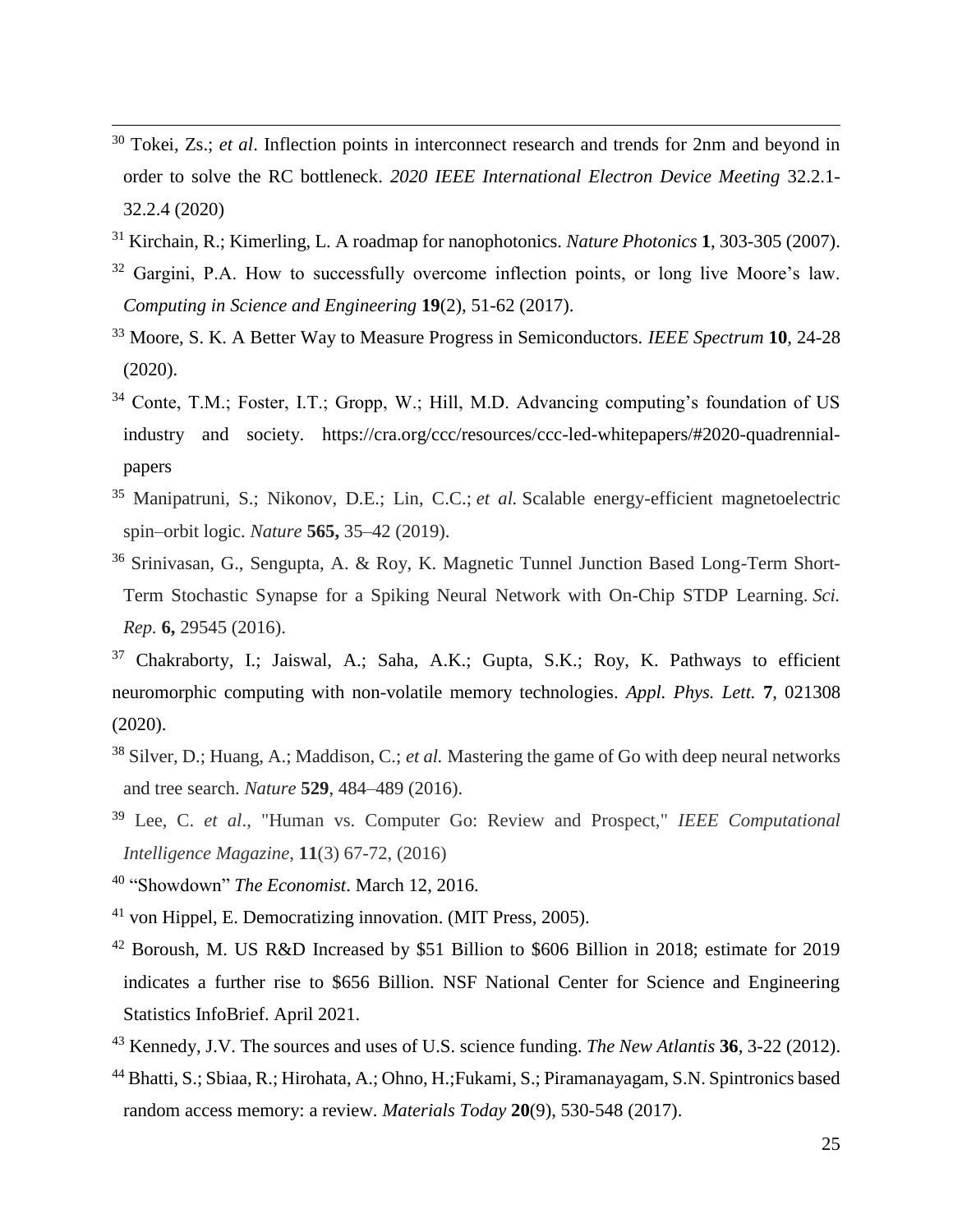[30] Tokei, Zs.; *et al*. Inflection points in interconnect research and trends for 2nm and beyond in order to solve the RC bottleneck. *2020 IEEE International Electron Device Meeting* 32.2.1-32.2.4 (2020)

[31] Kirchain, R.; Kimerling, L. A roadmap for nanophotonics. *Nature Photonics* **1**, 303-305 (2007).

[32] Gargini, P.A. How to successfully overcome inflection points, or long live Moore's law. *Computing in Science and Engineering* **19**(2), 51-62 (2017).

[33] Moore, S. K. A Better Way to Measure Progress in Semiconductors. *IEEE Spectrum* **10**, 24-28 (2020).

[34] Conte, T.M.; Foster, I.T.; Gropp, W.; Hill, M.D. Advancing computing's foundation of US industry and society. https://cra.org/ccc/resources/ccc-led-whitepapers/#2020-quadrennial-papers

[35] Manipatruni, S.; Nikonov, D.E.; Lin, C.C.; *et al.* Scalable energy-efficient magnetoelectric spin–orbit logic. *Nature* **565,** 35–42 (2019).

[36] Srinivasan, G., Sengupta, A. & Roy, K. Magnetic Tunnel Junction Based Long-Term Short-Term Stochastic Synapse for a Spiking Neural Network with On-Chip STDP Learning. *Sci. Rep.* **6,** 29545 (2016).

[37] Chakraborty, I.; Jaiswal, A.; Saha, A.K.; Gupta, S.K.; Roy, K. Pathways to efficient neuromorphic computing with non-volatile memory technologies. *Appl. Phys. Lett.* **7**, 021308 (2020).

[38] Silver, D.; Huang, A.; Maddison, C.; *et al.* Mastering the game of Go with deep neural networks and tree search. *Nature* **529**, 484–489 (2016).

[39] Lee, C. *et al*., "Human vs. Computer Go: Review and Prospect," *IEEE Computational Intelligence Magazine*, **11**(3) 67-72, (2016)

[40] "Showdown" *The Economist*. March 12, 2016.

[41] von Hippel, E. Democratizing innovation. (MIT Press, 2005).

[42] Boroush, M. US R&D Increased by $51 Billion to $606 Billion in 2018; estimate for 2019 indicates a further rise to $656 Billion. NSF National Center for Science and Engineering Statistics InfoBrief. April 2021.

[43] Kennedy, J.V. The sources and uses of U.S. science funding. *The New Atlantis* **36**, 3-22 (2012).

[44] Bhatti, S.; Sbiaa, R.; Hirohata, A.; Ohno, H.;Fukami, S.; Piramanayagam, S.N. Spintronics based random access memory: a review. *Materials Today* **20**(9), 530-548 (2017).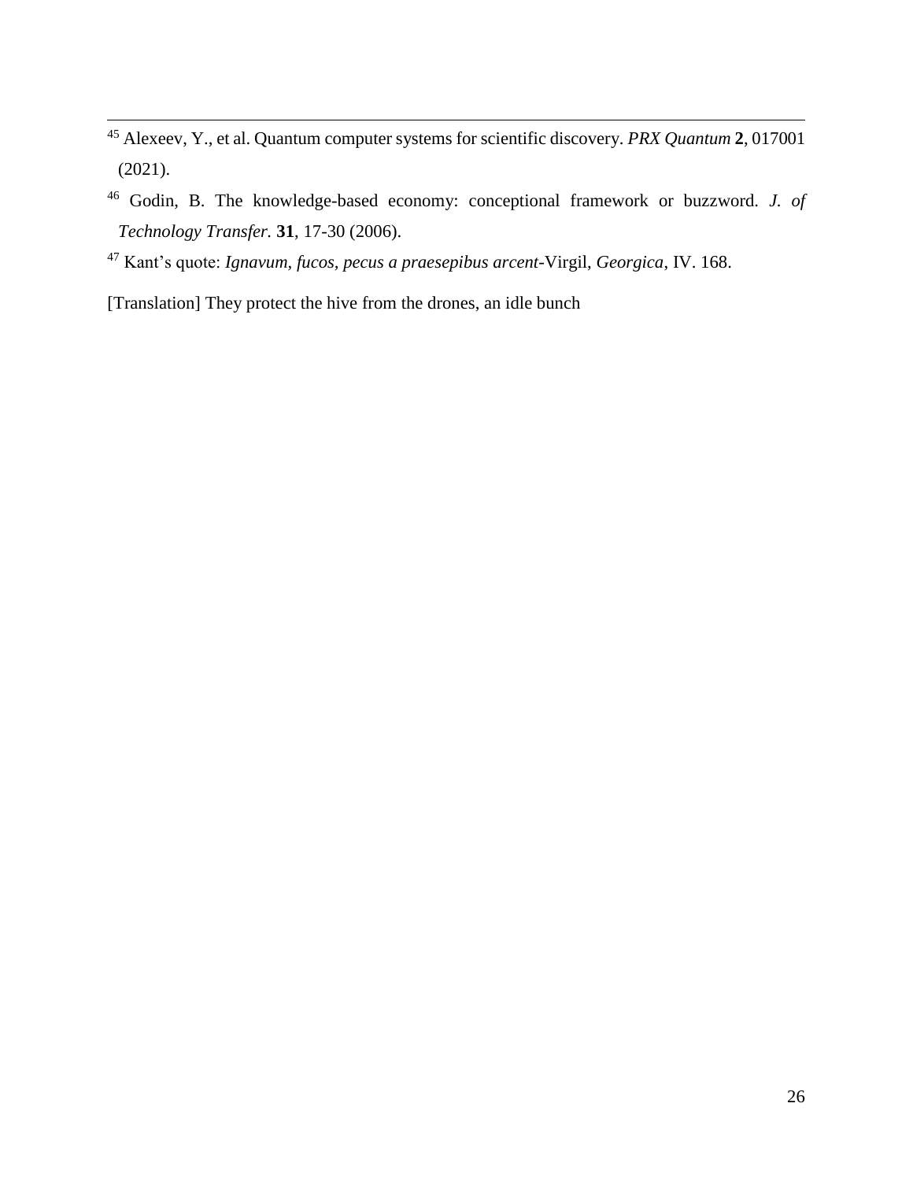[45] Alexeev, Y., et al. Quantum computer systems for scientific discovery. *PRX Quantum* **2**, 017001 (2021).

[46] Godin, B. The knowledge-based economy: conceptional framework or buzzword. *J. of Technology Transfer.* **31**, 17-30 (2006).

[47] Kant's quote: *Ignavum, fucos, pecus a praesepibus arcent*-Virgil, *Georgica*, IV. 168.

[Translation] They protect the hive from the drones, an idle bunch